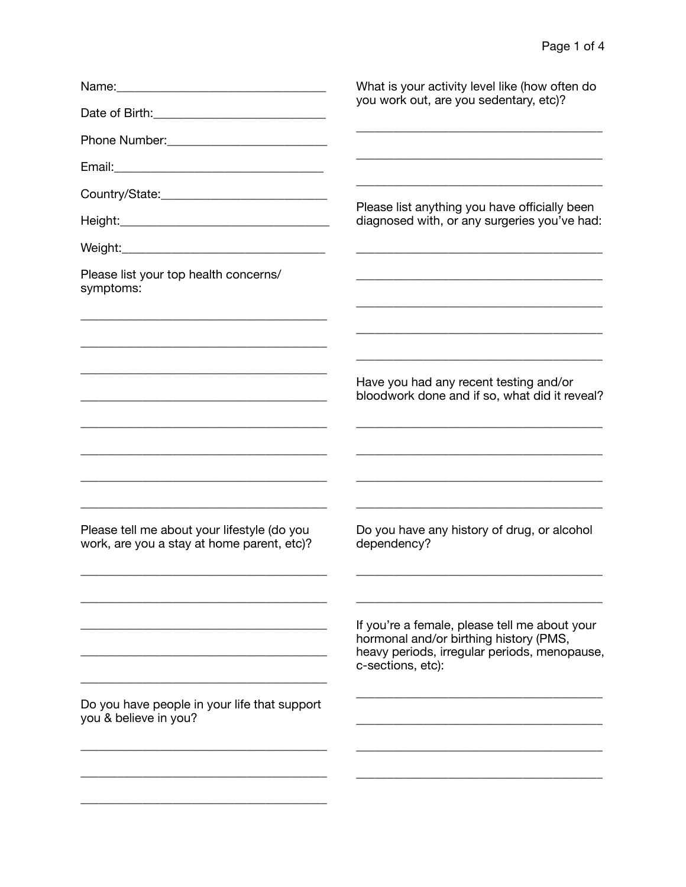Name:_________________________________

Date of Birth:___________________________

Phone Number:_________________________

Email:_________________________________

Country/State:__________________________

Height:_________________________________

Weight:________________________________

Please list your top health concerns/ symptoms:

_______________________________________

_______________________________________

_______________________________________

_______________________________________

_______________________________________

_______________________________________

_______________________________________

_______________________________________

Please tell me about your lifestyle (do you work, are you a stay at home parent, etc)?

_______________________________________

_______________________________________

_______________________________________

_______________________________________

_______________________________________

Do you have people in your life that support you & believe in you?

_______________________________________

_______________________________________

_______________________________________

What is your activity level like (how often do you work out, are you sedentary, etc)?

_______________________________________

_______________________________________

_______________________________________

Please list anything you have officially been diagnosed with, or any surgeries you've had:

_______________________________________

_______________________________________

_______________________________________

_______________________________________

_______________________________________

Have you had any recent testing and/or bloodwork done and if so, what did it reveal?

_______________________________________

_______________________________________

_______________________________________

_______________________________________

Do you have any history of drug, or alcohol dependency?

_______________________________________

_______________________________________

If you're a female, please tell me about your hormonal and/or birthing history (PMS, heavy periods, irregular periods, menopause, c-sections, etc):

_______________________________________

_______________________________________

_______________________________________

_______________________________________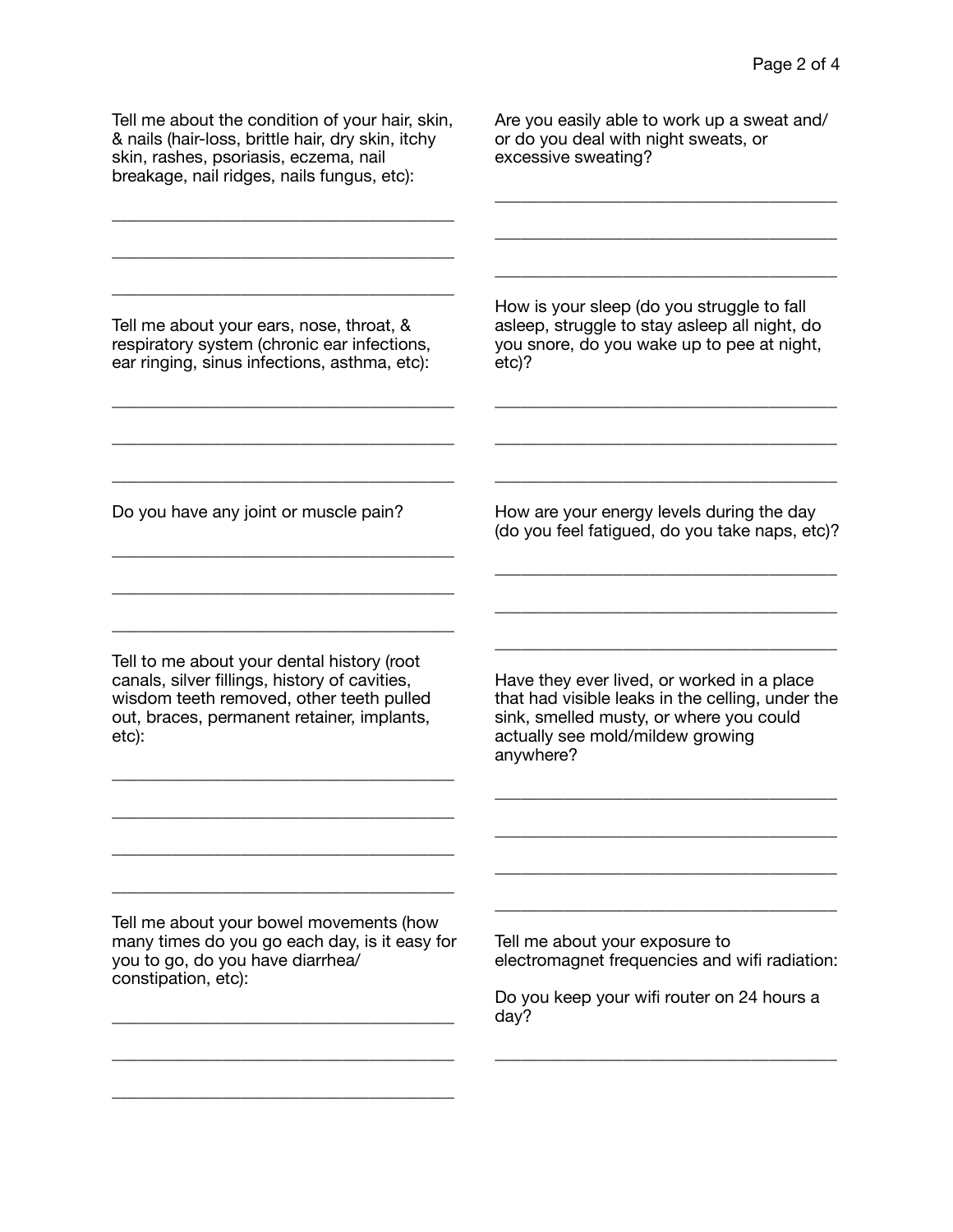Tell me about the condition of your hair, skin, & nails (hair-loss, brittle hair, dry skin, itchy skin, rashes, psoriasis, eczema, nail breakage, nail ridges, nails fungus, etc):

______________________________________

______________________________________

______________________________________

Tell me about your ears, nose, throat, & respiratory system (chronic ear infections, ear ringing, sinus infections, asthma, etc):

______________________________________

______________________________________

______________________________________

Do you have any joint or muscle pain?

______________________________________

______________________________________

______________________________________

Tell to me about your dental history (root canals, silver fillings, history of cavities, wisdom teeth removed, other teeth pulled out, braces, permanent retainer, implants, etc):

______________________________________

______________________________________

______________________________________

______________________________________

Tell me about your bowel movements (how many times do you go each day, is it easy for you to go, do you have diarrhea/ constipation, etc):

______________________________________

______________________________________

______________________________________

Are you easily able to work up a sweat and/ or do you deal with night sweats, or excessive sweating?

______________________________________

______________________________________

______________________________________

How is your sleep (do you struggle to fall asleep, struggle to stay asleep all night, do you snore, do you wake up to pee at night, etc)?

______________________________________

______________________________________

______________________________________

How are your energy levels during the day (do you feel fatigued, do you take naps, etc)?

______________________________________

______________________________________

______________________________________

Have they ever lived, or worked in a place that had visible leaks in the celling, under the sink, smelled musty, or where you could actually see mold/mildew growing anywhere?

______________________________________

______________________________________

______________________________________

______________________________________

Tell me about your exposure to electromagnet frequencies and wifi radiation:

Do you keep your wifi router on 24 hours a day?

______________________________________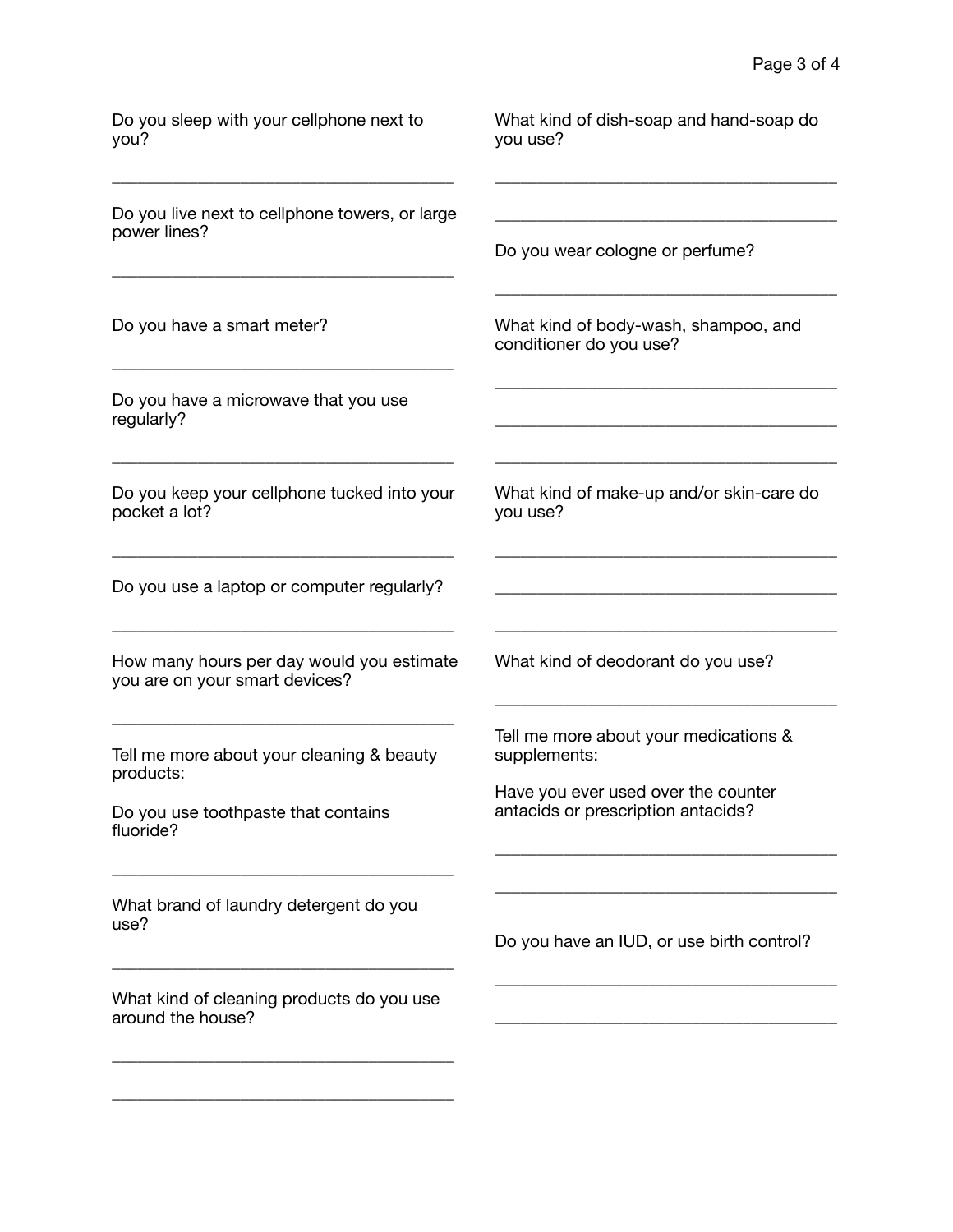Do you sleep with your cellphone next to you?

______________________________________

Do you live next to cellphone towers, or large power lines?

______________________________________

Do you have a smart meter?

______________________________________

Do you have a microwave that you use regularly?

______________________________________

Do you keep your cellphone tucked into your pocket a lot?

______________________________________

Do you use a laptop or computer regularly?

______________________________________

How many hours per day would you estimate you are on your smart devices?

______________________________________

Tell me more about your cleaning & beauty products:

Do you use toothpaste that contains fluoride?

______________________________________

What brand of laundry detergent do you use?

______________________________________

What kind of cleaning products do you use around the house?

______________________________________

______________________________________

What kind of dish-soap and hand-soap do you use?

______________________________________

______________________________________

Do you wear cologne or perfume?

______________________________________

What kind of body-wash, shampoo, and conditioner do you use?

______________________________________

______________________________________

______________________________________

What kind of make-up and/or skin-care do you use?

______________________________________

______________________________________

______________________________________

What kind of deodorant do you use?

______________________________________

Tell me more about your medications & supplements:

Have you ever used over the counter antacids or prescription antacids?

______________________________________

______________________________________

Do you have an IUD, or use birth control?

______________________________________

______________________________________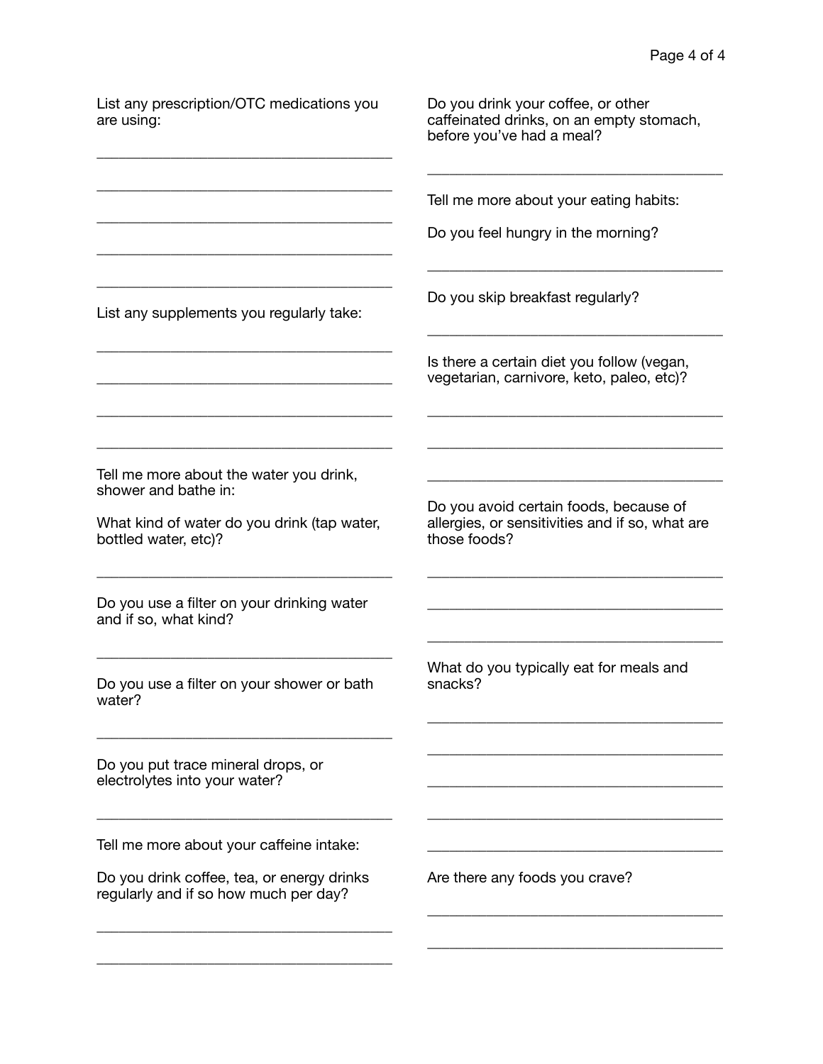List any prescription/OTC medications you are using:

_______________________________________

_______________________________________

_______________________________________

_______________________________________

_______________________________________

List any supplements you regularly take:

_______________________________________

_______________________________________

_______________________________________

_______________________________________

Tell me more about the water you drink, shower and bathe in:

What kind of water do you drink (tap water, bottled water, etc)?

_______________________________________

Do you use a filter on your drinking water and if so, what kind?

_______________________________________

Do you use a filter on your shower or bath water?

_______________________________________

Do you put trace mineral drops, or electrolytes into your water?

_______________________________________

Tell me more about your caffeine intake:

Do you drink coffee, tea, or energy drinks regularly and if so how much per day?

_______________________________________

_______________________________________

Do you drink your coffee, or other caffeinated drinks, on an empty stomach, before you've had a meal?

_______________________________________

Tell me more about your eating habits:

Do you feel hungry in the morning?

_______________________________________

Do you skip breakfast regularly?

_______________________________________

Is there a certain diet you follow (vegan, vegetarian, carnivore, keto, paleo, etc)?

_______________________________________

_______________________________________

_______________________________________

Do you avoid certain foods, because of allergies, or sensitivities and if so, what are those foods?

_______________________________________

_______________________________________

_______________________________________

What do you typically eat for meals and snacks?

_______________________________________

_______________________________________

_______________________________________

_______________________________________

_______________________________________

Are there any foods you crave?

_______________________________________

_______________________________________